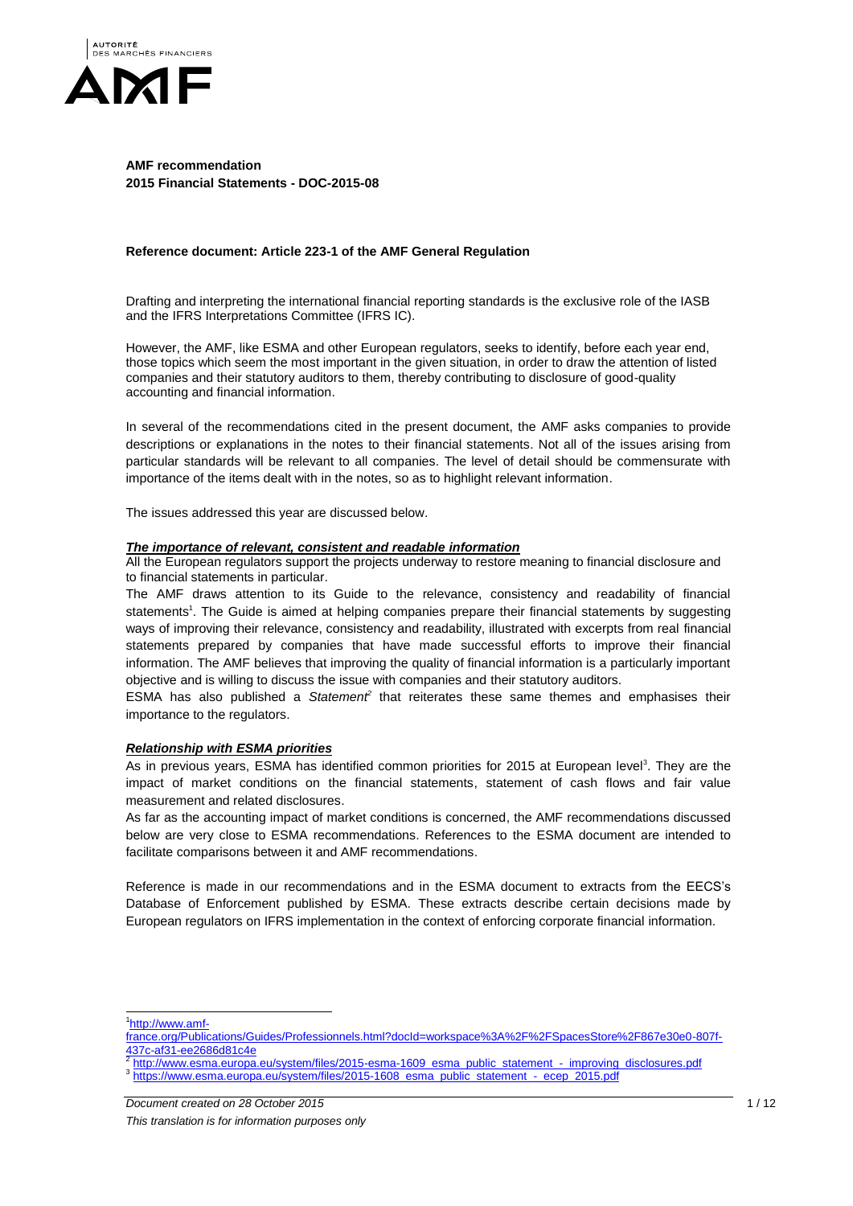**AMF recommendation**
**2015 Financial Statements - DOC-2015-08**

**Reference document: Article 223-1 of the AMF General Regulation**

Drafting and interpreting the international financial reporting standards is the exclusive role of the IASB and the IFRS Interpretations Committee (IFRS IC).

However, the AMF, like ESMA and other European regulators, seeks to identify, before each year end, those topics which seem the most important in the given situation, in order to draw the attention of listed companies and their statutory auditors to them, thereby contributing to disclosure of good-quality accounting and financial information.

In several of the recommendations cited in the present document, the AMF asks companies to provide descriptions or explanations in the notes to their financial statements. Not all of the issues arising from particular standards will be relevant to all companies. The level of detail should be commensurate with importance of the items dealt with in the notes, so as to highlight relevant information.

The issues addressed this year are discussed below.

***The importance of relevant, consistent and readable information***

All the European regulators support the projects underway to restore meaning to financial disclosure and to financial statements in particular.

The AMF draws attention to its Guide to the relevance, consistency and readability of financial statements[1]. The Guide is aimed at helping companies prepare their financial statements by suggesting ways of improving their relevance, consistency and readability, illustrated with excerpts from real financial statements prepared by companies that have made successful efforts to improve their financial information. The AMF believes that improving the quality of financial information is a particularly important objective and is willing to discuss the issue with companies and their statutory auditors.

ESMA has also published a *Statement*[2] that reiterates these same themes and emphasises their importance to the regulators.

***Relationship with ESMA priorities***

As in previous years, ESMA has identified common priorities for 2015 at European level[3]. They are the impact of market conditions on the financial statements, statement of cash flows and fair value measurement and related disclosures.

As far as the accounting impact of market conditions is concerned, the AMF recommendations discussed below are very close to ESMA recommendations. References to the ESMA document are intended to facilitate comparisons between it and AMF recommendations.

Reference is made in our recommendations and in the ESMA document to extracts from the EECS's Database of Enforcement published by ESMA. These extracts describe certain decisions made by European regulators on IFRS implementation in the context of enforcing corporate financial information.

---

[1] http://www.amf-france.org/Publications/Guides/Professionnels.html?docId=workspace%3A%2F%2FSpacesStore%2F867e30e0-807f-437c-af31-ee2686d81c4e

[2] http://www.esma.europa.eu/system/files/2015-esma-1609_esma_public_statement_-_improving_disclosures.pdf

[3] https://www.esma.europa.eu/system/files/2015-1608_esma_public_statement_-_ecep_2015.pdf

*Document created on 28 October 2015*

*This translation is for information purposes only*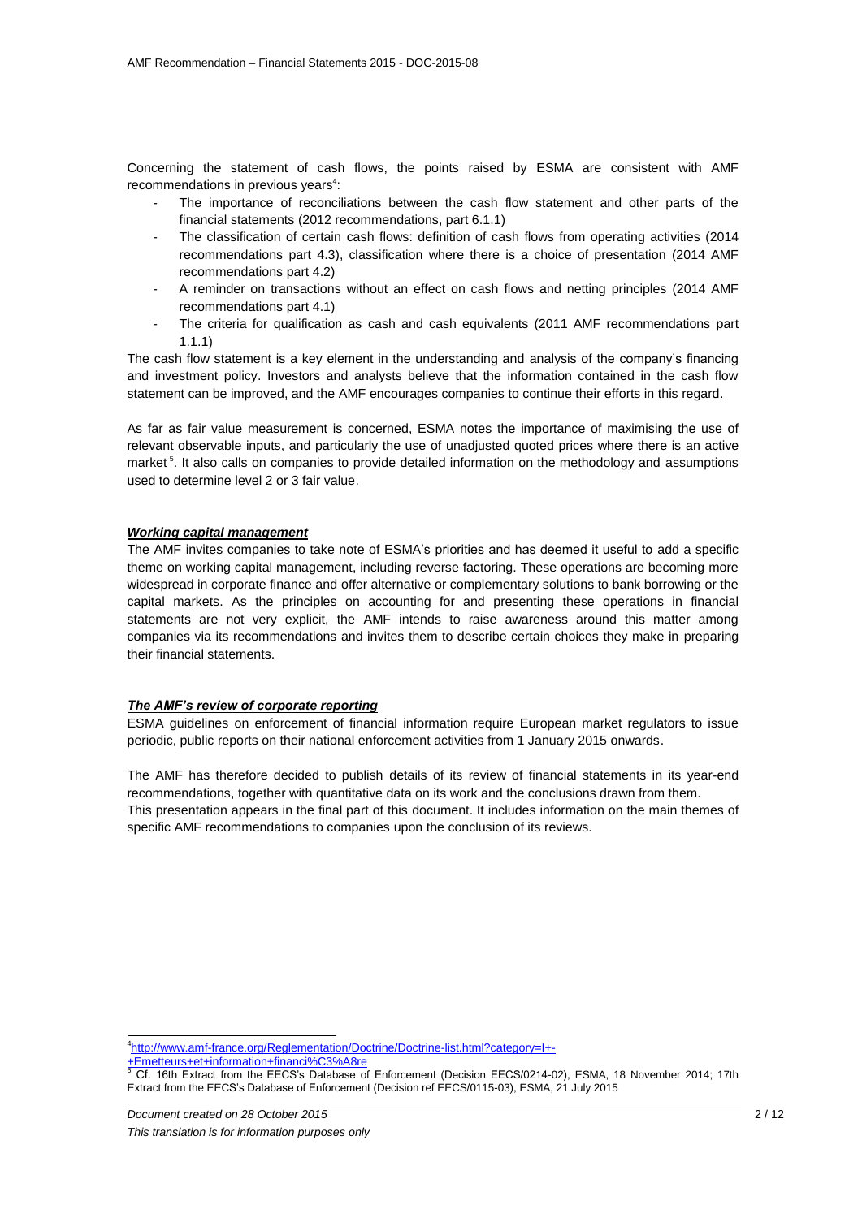Concerning the statement of cash flows, the points raised by ESMA are consistent with AMF recommendations in previous years[4]:

- The importance of reconciliations between the cash flow statement and other parts of the financial statements (2012 recommendations, part 6.1.1)
- The classification of certain cash flows: definition of cash flows from operating activities (2014 recommendations part 4.3), classification where there is a choice of presentation (2014 AMF recommendations part 4.2)
- A reminder on transactions without an effect on cash flows and netting principles (2014 AMF recommendations part 4.1)
- The criteria for qualification as cash and cash equivalents (2011 AMF recommendations part 1.1.1)

The cash flow statement is a key element in the understanding and analysis of the company's financing and investment policy. Investors and analysts believe that the information contained in the cash flow statement can be improved, and the AMF encourages companies to continue their efforts in this regard.

As far as fair value measurement is concerned, ESMA notes the importance of maximising the use of relevant observable inputs, and particularly the use of unadjusted quoted prices where there is an active market[5]. It also calls on companies to provide detailed information on the methodology and assumptions used to determine level 2 or 3 fair value.

***Working capital management***

The AMF invites companies to take note of ESMA's priorities and has deemed it useful to add a specific theme on working capital management, including reverse factoring. These operations are becoming more widespread in corporate finance and offer alternative or complementary solutions to bank borrowing or the capital markets. As the principles on accounting for and presenting these operations in financial statements are not very explicit, the AMF intends to raise awareness around this matter among companies via its recommendations and invites them to describe certain choices they make in preparing their financial statements.

***The AMF's review of corporate reporting***

ESMA guidelines on enforcement of financial information require European market regulators to issue periodic, public reports on their national enforcement activities from 1 January 2015 onwards.

The AMF has therefore decided to publish details of its review of financial statements in its year-end recommendations, together with quantitative data on its work and the conclusions drawn from them. This presentation appears in the final part of this document. It includes information on the main themes of specific AMF recommendations to companies upon the conclusion of its reviews.

---

[4] http://www.amf-france.org/Reglementation/Doctrine/Doctrine-list.html?category=I+-+Emetteurs+et+information+financi%C3%A8re

[5] Cf. 16th Extract from the EECS's Database of Enforcement (Decision EECS/0214-02), ESMA, 18 November 2014; 17th Extract from the EECS's Database of Enforcement (Decision ref EECS/0115-03), ESMA, 21 July 2015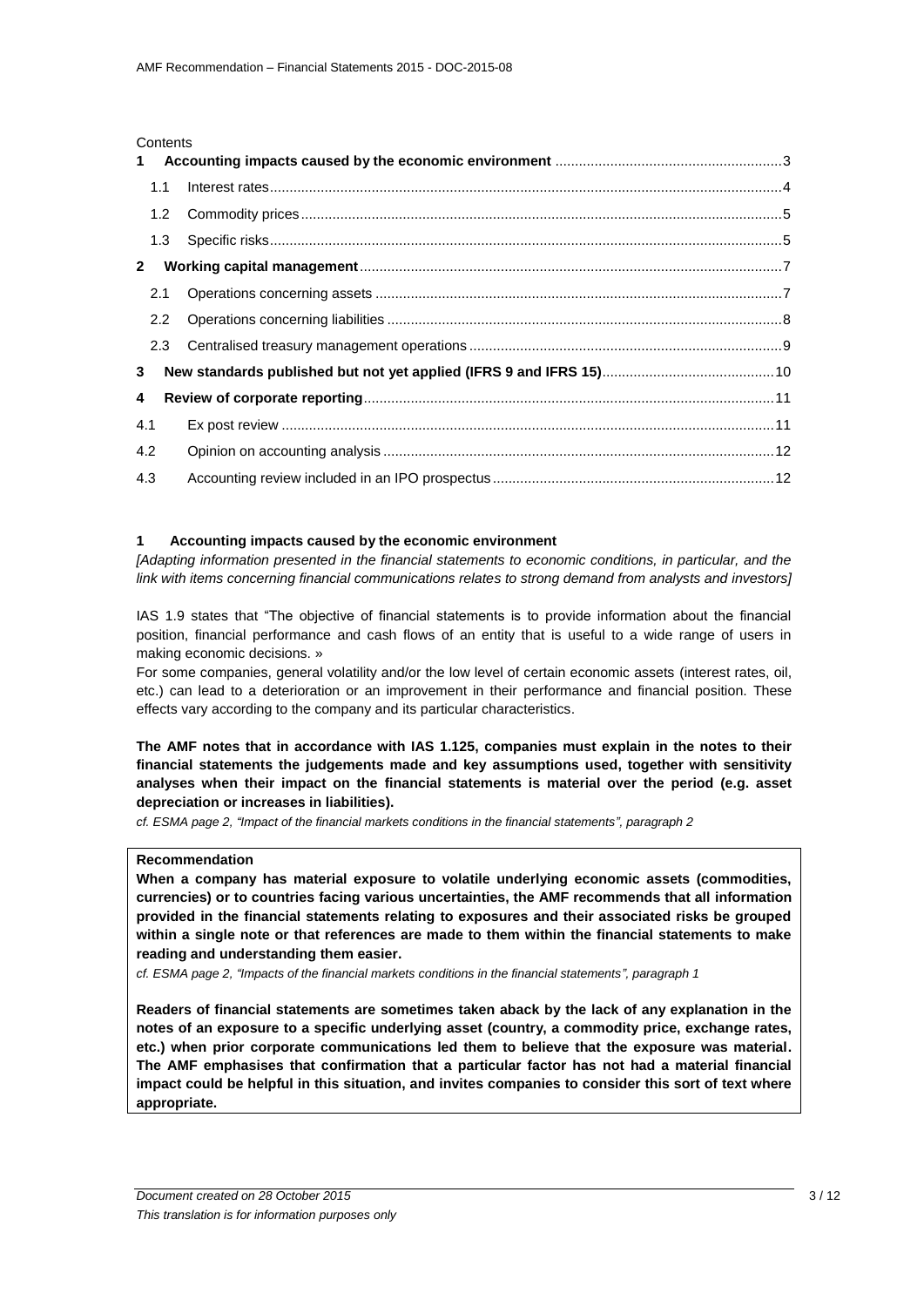Contents

| | | |
|---|---|---|
| **1** | **Accounting impacts caused by the economic environment** | **3** |
| 1.1 | Interest rates | 4 |
| 1.2 | Commodity prices | 5 |
| 1.3 | Specific risks | 5 |
| **2** | **Working capital management** | **7** |
| 2.1 | Operations concerning assets | 7 |
| 2.2 | Operations concerning liabilities | 8 |
| 2.3 | Centralised treasury management operations | 9 |
| **3** | **New standards published but not yet applied (IFRS 9 and IFRS 15)** | **10** |
| **4** | **Review of corporate reporting** | **11** |
| 4.1 | Ex post review | 11 |
| 4.2 | Opinion on accounting analysis | 12 |
| 4.3 | Accounting review included in an IPO prospectus | 12 |

# 1 Accounting impacts caused by the economic environment

*[Adapting information presented in the financial statements to economic conditions, in particular, and the link with items concerning financial communications relates to strong demand from analysts and investors]*

IAS 1.9 states that "The objective of financial statements is to provide information about the financial position, financial performance and cash flows of an entity that is useful to a wide range of users in making economic decisions. »

For some companies, general volatility and/or the low level of certain economic assets (interest rates, oil, etc.) can lead to a deterioration or an improvement in their performance and financial position. These effects vary according to the company and its particular characteristics.

**The AMF notes that in accordance with IAS 1.125, companies must explain in the notes to their financial statements the judgements made and key assumptions used, together with sensitivity analyses when their impact on the financial statements is material over the period (e.g. asset depreciation or increases in liabilities).**

*cf. ESMA page 2, "Impact of the financial markets conditions in the financial statements", paragraph 2*

**Recommendation**

**When a company has material exposure to volatile underlying economic assets (commodities, currencies) or to countries facing various uncertainties, the AMF recommends that all information provided in the financial statements relating to exposures and their associated risks be grouped within a single note or that references are made to them within the financial statements to make reading and understanding them easier.**

*cf. ESMA page 2, "Impacts of the financial markets conditions in the financial statements", paragraph 1*

**Readers of financial statements are sometimes taken aback by the lack of any explanation in the notes of an exposure to a specific underlying asset (country, a commodity price, exchange rates, etc.) when prior corporate communications led them to believe that the exposure was material. The AMF emphasises that confirmation that a particular factor has not had a material financial impact could be helpful in this situation, and invites companies to consider this sort of text where appropriate.**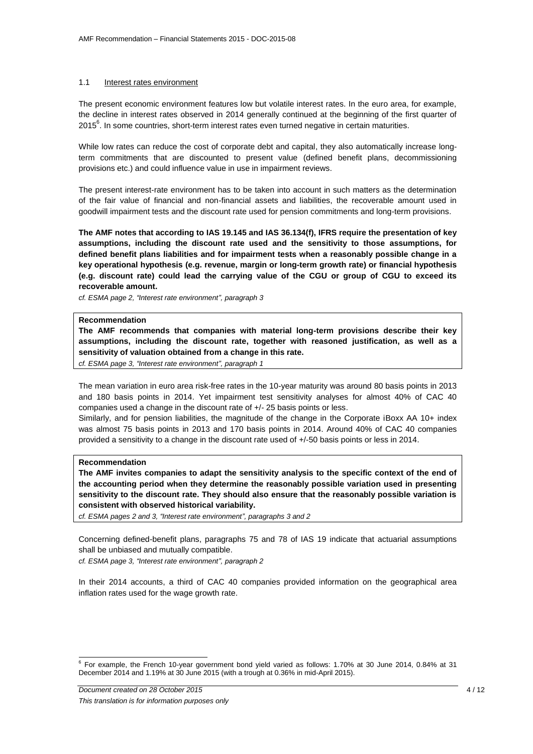### 1.1 Interest rates environment

The present economic environment features low but volatile interest rates. In the euro area, for example, the decline in interest rates observed in 2014 generally continued at the beginning of the first quarter of 2015[6]. In some countries, short-term interest rates even turned negative in certain maturities.

While low rates can reduce the cost of corporate debt and capital, they also automatically increase long-term commitments that are discounted to present value (defined benefit plans, decommissioning provisions etc.) and could influence value in use in impairment reviews.

The present interest-rate environment has to be taken into account in such matters as the determination of the fair value of financial and non-financial assets and liabilities, the recoverable amount used in goodwill impairment tests and the discount rate used for pension commitments and long-term provisions.

**The AMF notes that according to IAS 19.145 and IAS 36.134(f), IFRS require the presentation of key assumptions, including the discount rate used and the sensitivity to those assumptions, for defined benefit plans liabilities and for impairment tests when a reasonably possible change in a key operational hypothesis (e.g. revenue, margin or long-term growth rate) or financial hypothesis (e.g. discount rate) could lead the carrying value of the CGU or group of CGU to exceed its recoverable amount.**

*cf. ESMA page 2, "Interest rate environment", paragraph 3*

**Recommendation**

**The AMF recommends that companies with material long-term provisions describe their key assumptions, including the discount rate, together with reasoned justification, as well as a sensitivity of valuation obtained from a change in this rate.**

*cf. ESMA page 3, "Interest rate environment", paragraph 1*

The mean variation in euro area risk-free rates in the 10-year maturity was around 80 basis points in 2013 and 180 basis points in 2014. Yet impairment test sensitivity analyses for almost 40% of CAC 40 companies used a change in the discount rate of +/- 25 basis points or less.

Similarly, and for pension liabilities, the magnitude of the change in the Corporate iBoxx AA 10+ index was almost 75 basis points in 2013 and 170 basis points in 2014. Around 40% of CAC 40 companies provided a sensitivity to a change in the discount rate used of +/-50 basis points or less in 2014.

**Recommendation**

**The AMF invites companies to adapt the sensitivity analysis to the specific context of the end of the accounting period when they determine the reasonably possible variation used in presenting sensitivity to the discount rate. They should also ensure that the reasonably possible variation is consistent with observed historical variability.**

*cf. ESMA pages 2 and 3, "Interest rate environment", paragraphs 3 and 2*

Concerning defined-benefit plans, paragraphs 75 and 78 of IAS 19 indicate that actuarial assumptions shall be unbiased and mutually compatible.

*cf. ESMA page 3, "Interest rate environment", paragraph 2*

In their 2014 accounts, a third of CAC 40 companies provided information on the geographical area inflation rates used for the wage growth rate.

[6] For example, the French 10-year government bond yield varied as follows: 1.70% at 30 June 2014, 0.84% at 31 December 2014 and 1.19% at 30 June 2015 (with a trough at 0.36% in mid-April 2015).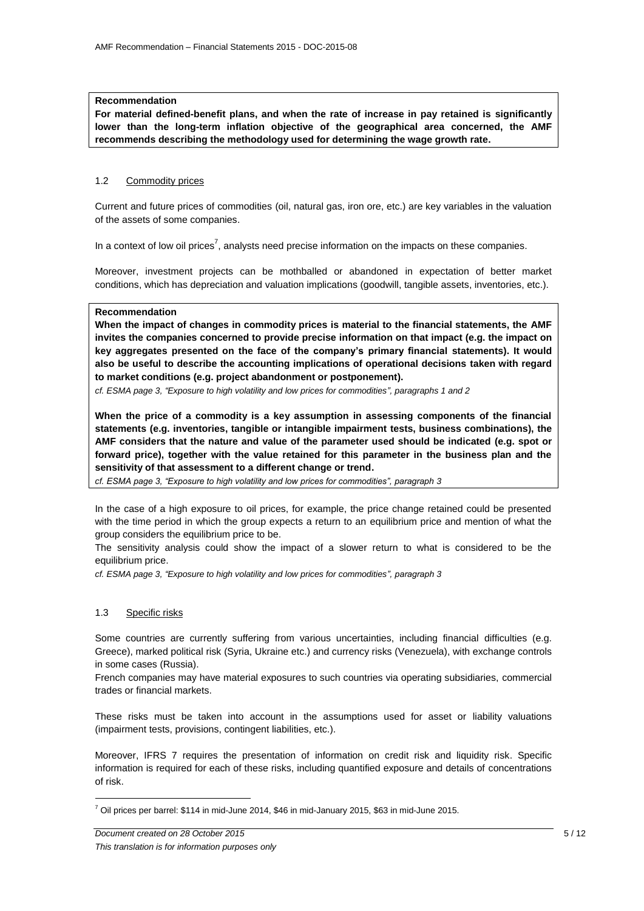**Recommendation**

**For material defined-benefit plans, and when the rate of increase in pay retained is significantly lower than the long-term inflation objective of the geographical area concerned, the AMF recommends describing the methodology used for determining the wage growth rate.**

### 1.2 Commodity prices

Current and future prices of commodities (oil, natural gas, iron ore, etc.) are key variables in the valuation of the assets of some companies.

In a context of low oil prices[7], analysts need precise information on the impacts on these companies.

Moreover, investment projects can be mothballed or abandoned in expectation of better market conditions, which has depreciation and valuation implications (goodwill, tangible assets, inventories, etc.).

**Recommendation**

**When the impact of changes in commodity prices is material to the financial statements, the AMF invites the companies concerned to provide precise information on that impact (e.g. the impact on key aggregates presented on the face of the company's primary financial statements). It would also be useful to describe the accounting implications of operational decisions taken with regard to market conditions (e.g. project abandonment or postponement).**

*cf. ESMA page 3, "Exposure to high volatility and low prices for commodities", paragraphs 1 and 2*

**When the price of a commodity is a key assumption in assessing components of the financial statements (e.g. inventories, tangible or intangible impairment tests, business combinations), the AMF considers that the nature and value of the parameter used should be indicated (e.g. spot or forward price), together with the value retained for this parameter in the business plan and the sensitivity of that assessment to a different change or trend.**

*cf. ESMA page 3, "Exposure to high volatility and low prices for commodities", paragraph 3*

In the case of a high exposure to oil prices, for example, the price change retained could be presented with the time period in which the group expects a return to an equilibrium price and mention of what the group considers the equilibrium price to be.

The sensitivity analysis could show the impact of a slower return to what is considered to be the equilibrium price.

*cf. ESMA page 3, "Exposure to high volatility and low prices for commodities", paragraph 3*

### 1.3 Specific risks

Some countries are currently suffering from various uncertainties, including financial difficulties (e.g. Greece), marked political risk (Syria, Ukraine etc.) and currency risks (Venezuela), with exchange controls in some cases (Russia).

French companies may have material exposures to such countries via operating subsidiaries, commercial trades or financial markets.

These risks must be taken into account in the assumptions used for asset or liability valuations (impairment tests, provisions, contingent liabilities, etc.).

Moreover, IFRS 7 requires the presentation of information on credit risk and liquidity risk. Specific information is required for each of these risks, including quantified exposure and details of concentrations of risk.

---

[7] Oil prices per barrel: $114 in mid-June 2014, $46 in mid-January 2015, $63 in mid-June 2015.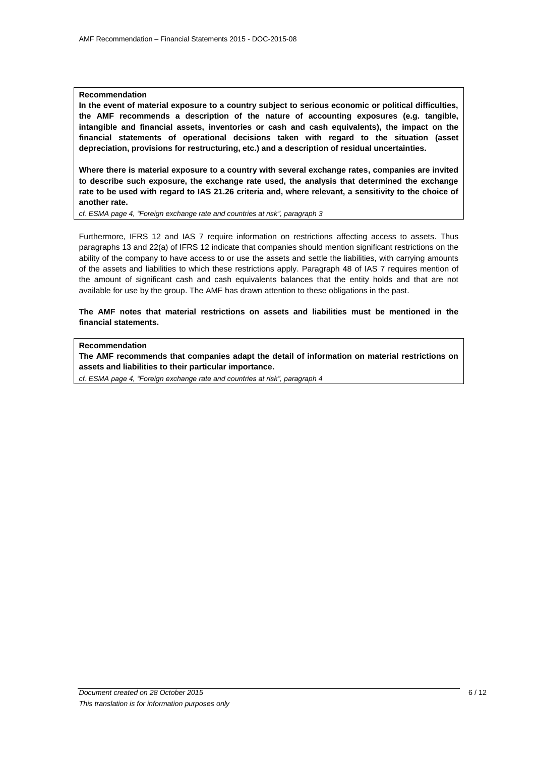**Recommendation**

**In the event of material exposure to a country subject to serious economic or political difficulties, the AMF recommends a description of the nature of accounting exposures (e.g. tangible, intangible and financial assets, inventories or cash and cash equivalents), the impact on the financial statements of operational decisions taken with regard to the situation (asset depreciation, provisions for restructuring, etc.) and a description of residual uncertainties.**

**Where there is material exposure to a country with several exchange rates, companies are invited to describe such exposure, the exchange rate used, the analysis that determined the exchange rate to be used with regard to IAS 21.26 criteria and, where relevant, a sensitivity to the choice of another rate.**

*cf. ESMA page 4, "Foreign exchange rate and countries at risk", paragraph 3*

Furthermore, IFRS 12 and IAS 7 require information on restrictions affecting access to assets. Thus paragraphs 13 and 22(a) of IFRS 12 indicate that companies should mention significant restrictions on the ability of the company to have access to or use the assets and settle the liabilities, with carrying amounts of the assets and liabilities to which these restrictions apply. Paragraph 48 of IAS 7 requires mention of the amount of significant cash and cash equivalents balances that the entity holds and that are not available for use by the group. The AMF has drawn attention to these obligations in the past.

**The AMF notes that material restrictions on assets and liabilities must be mentioned in the financial statements.**

**Recommendation**

**The AMF recommends that companies adapt the detail of information on material restrictions on assets and liabilities to their particular importance.**

*cf. ESMA page 4, "Foreign exchange rate and countries at risk", paragraph 4*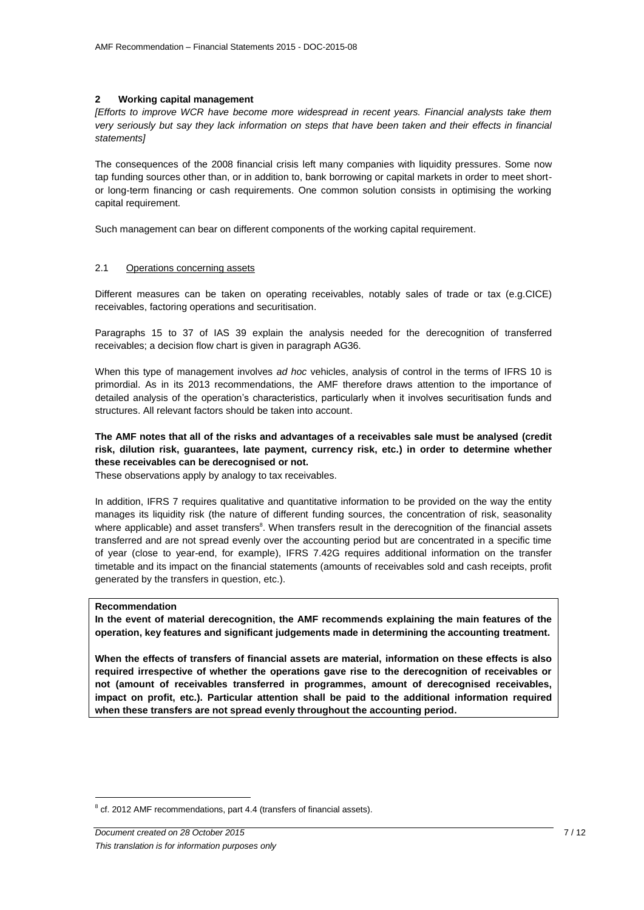## 2 Working capital management

*[Efforts to improve WCR have become more widespread in recent years. Financial analysts take them very seriously but say they lack information on steps that have been taken and their effects in financial statements]*

The consequences of the 2008 financial crisis left many companies with liquidity pressures. Some now tap funding sources other than, or in addition to, bank borrowing or capital markets in order to meet short- or long-term financing or cash requirements. One common solution consists in optimising the working capital requirement.

Such management can bear on different components of the working capital requirement.

### 2.1 Operations concerning assets

Different measures can be taken on operating receivables, notably sales of trade or tax (e.g.CICE) receivables, factoring operations and securitisation.

Paragraphs 15 to 37 of IAS 39 explain the analysis needed for the derecognition of transferred receivables; a decision flow chart is given in paragraph AG36.

When this type of management involves *ad hoc* vehicles, analysis of control in the terms of IFRS 10 is primordial. As in its 2013 recommendations, the AMF therefore draws attention to the importance of detailed analysis of the operation's characteristics, particularly when it involves securitisation funds and structures. All relevant factors should be taken into account.

**The AMF notes that all of the risks and advantages of a receivables sale must be analysed (credit risk, dilution risk, guarantees, late payment, currency risk, etc.) in order to determine whether these receivables can be derecognised or not.**

These observations apply by analogy to tax receivables.

In addition, IFRS 7 requires qualitative and quantitative information to be provided on the way the entity manages its liquidity risk (the nature of different funding sources, the concentration of risk, seasonality where applicable) and asset transfers[8]. When transfers result in the derecognition of the financial assets transferred and are not spread evenly over the accounting period but are concentrated in a specific time of year (close to year-end, for example), IFRS 7.42G requires additional information on the transfer timetable and its impact on the financial statements (amounts of receivables sold and cash receipts, profit generated by the transfers in question, etc.).

**Recommendation**

**In the event of material derecognition, the AMF recommends explaining the main features of the operation, key features and significant judgements made in determining the accounting treatment.**

**When the effects of transfers of financial assets are material, information on these effects is also required irrespective of whether the operations gave rise to the derecognition of receivables or not (amount of receivables transferred in programmes, amount of derecognised receivables, impact on profit, etc.). Particular attention shall be paid to the additional information required when these transfers are not spread evenly throughout the accounting period.**

[8] cf. 2012 AMF recommendations, part 4.4 (transfers of financial assets).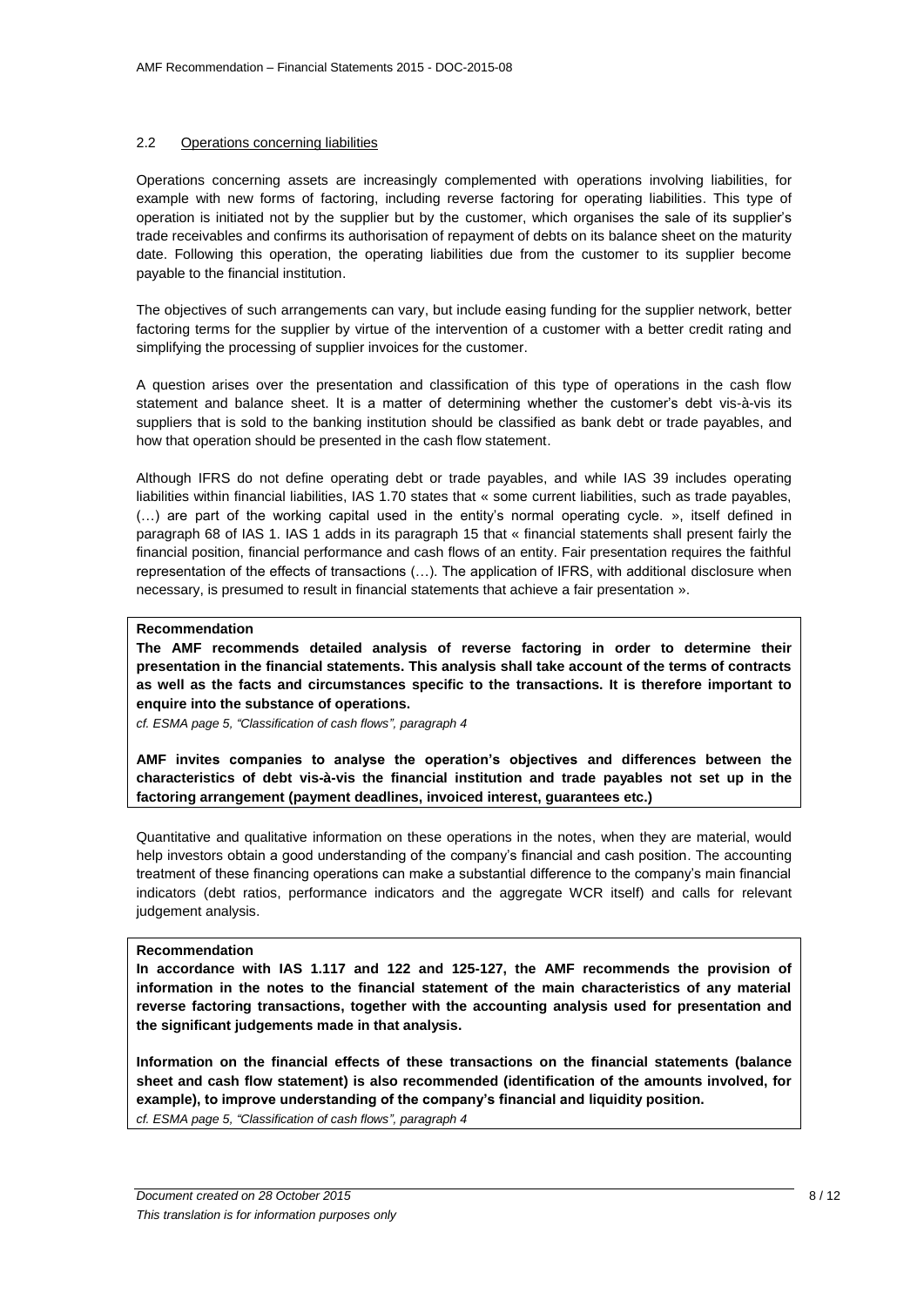## 2.2 Operations concerning liabilities

Operations concerning assets are increasingly complemented with operations involving liabilities, for example with new forms of factoring, including reverse factoring for operating liabilities. This type of operation is initiated not by the supplier but by the customer, which organises the sale of its supplier's trade receivables and confirms its authorisation of repayment of debts on its balance sheet on the maturity date. Following this operation, the operating liabilities due from the customer to its supplier become payable to the financial institution.

The objectives of such arrangements can vary, but include easing funding for the supplier network, better factoring terms for the supplier by virtue of the intervention of a customer with a better credit rating and simplifying the processing of supplier invoices for the customer.

A question arises over the presentation and classification of this type of operations in the cash flow statement and balance sheet. It is a matter of determining whether the customer's debt vis-à-vis its suppliers that is sold to the banking institution should be classified as bank debt or trade payables, and how that operation should be presented in the cash flow statement.

Although IFRS do not define operating debt or trade payables, and while IAS 39 includes operating liabilities within financial liabilities, IAS 1.70 states that « some current liabilities, such as trade payables, (…) are part of the working capital used in the entity's normal operating cycle. », itself defined in paragraph 68 of IAS 1. IAS 1 adds in its paragraph 15 that « financial statements shall present fairly the financial position, financial performance and cash flows of an entity. Fair presentation requires the faithful representation of the effects of transactions (…). The application of IFRS, with additional disclosure when necessary, is presumed to result in financial statements that achieve a fair presentation ».

**Recommendation**

**The AMF recommends detailed analysis of reverse factoring in order to determine their presentation in the financial statements. This analysis shall take account of the terms of contracts as well as the facts and circumstances specific to the transactions. It is therefore important to enquire into the substance of operations.**

*cf. ESMA page 5, "Classification of cash flows", paragraph 4*

**AMF invites companies to analyse the operation's objectives and differences between the characteristics of debt vis-à-vis the financial institution and trade payables not set up in the factoring arrangement (payment deadlines, invoiced interest, guarantees etc.)**

Quantitative and qualitative information on these operations in the notes, when they are material, would help investors obtain a good understanding of the company's financial and cash position. The accounting treatment of these financing operations can make a substantial difference to the company's main financial indicators (debt ratios, performance indicators and the aggregate WCR itself) and calls for relevant judgement analysis.

**Recommendation**

**In accordance with IAS 1.117 and 122 and 125-127, the AMF recommends the provision of information in the notes to the financial statement of the main characteristics of any material reverse factoring transactions, together with the accounting analysis used for presentation and the significant judgements made in that analysis.**

**Information on the financial effects of these transactions on the financial statements (balance sheet and cash flow statement) is also recommended (identification of the amounts involved, for example), to improve understanding of the company's financial and liquidity position.**

*cf. ESMA page 5, "Classification of cash flows", paragraph 4*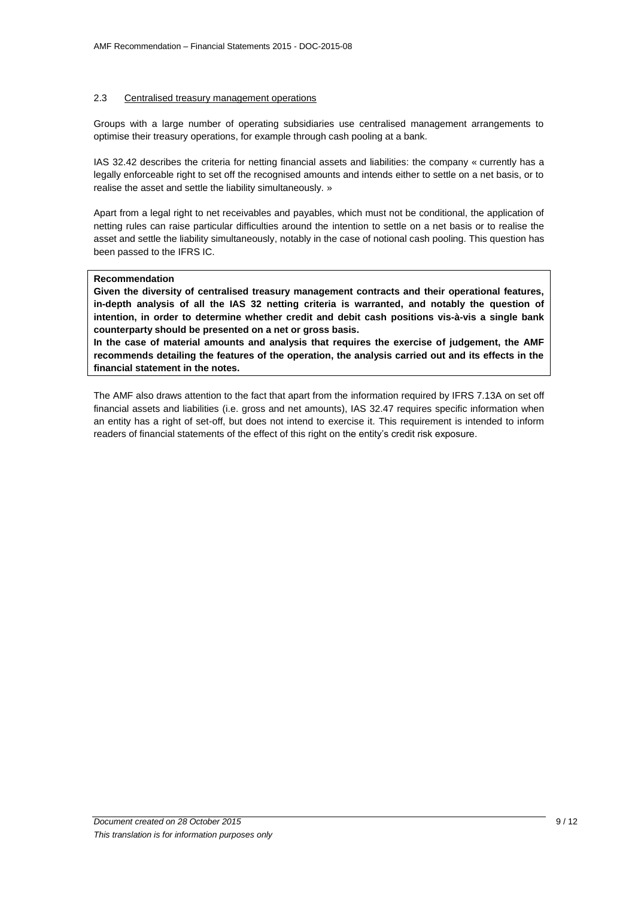## 2.3 Centralised treasury management operations

Groups with a large number of operating subsidiaries use centralised management arrangements to optimise their treasury operations, for example through cash pooling at a bank.

IAS 32.42 describes the criteria for netting financial assets and liabilities: the company « currently has a legally enforceable right to set off the recognised amounts and intends either to settle on a net basis, or to realise the asset and settle the liability simultaneously. »

Apart from a legal right to net receivables and payables, which must not be conditional, the application of netting rules can raise particular difficulties around the intention to settle on a net basis or to realise the asset and settle the liability simultaneously, notably in the case of notional cash pooling. This question has been passed to the IFRS IC.

> **Recommendation**
>
> **Given the diversity of centralised treasury management contracts and their operational features, in-depth analysis of all the IAS 32 netting criteria is warranted, and notably the question of intention, in order to determine whether credit and debit cash positions vis-à-vis a single bank counterparty should be presented on a net or gross basis.**
>
> **In the case of material amounts and analysis that requires the exercise of judgement, the AMF recommends detailing the features of the operation, the analysis carried out and its effects in the financial statement in the notes.**

The AMF also draws attention to the fact that apart from the information required by IFRS 7.13A on set off financial assets and liabilities (i.e. gross and net amounts), IAS 32.47 requires specific information when an entity has a right of set-off, but does not intend to exercise it. This requirement is intended to inform readers of financial statements of the effect of this right on the entity's credit risk exposure.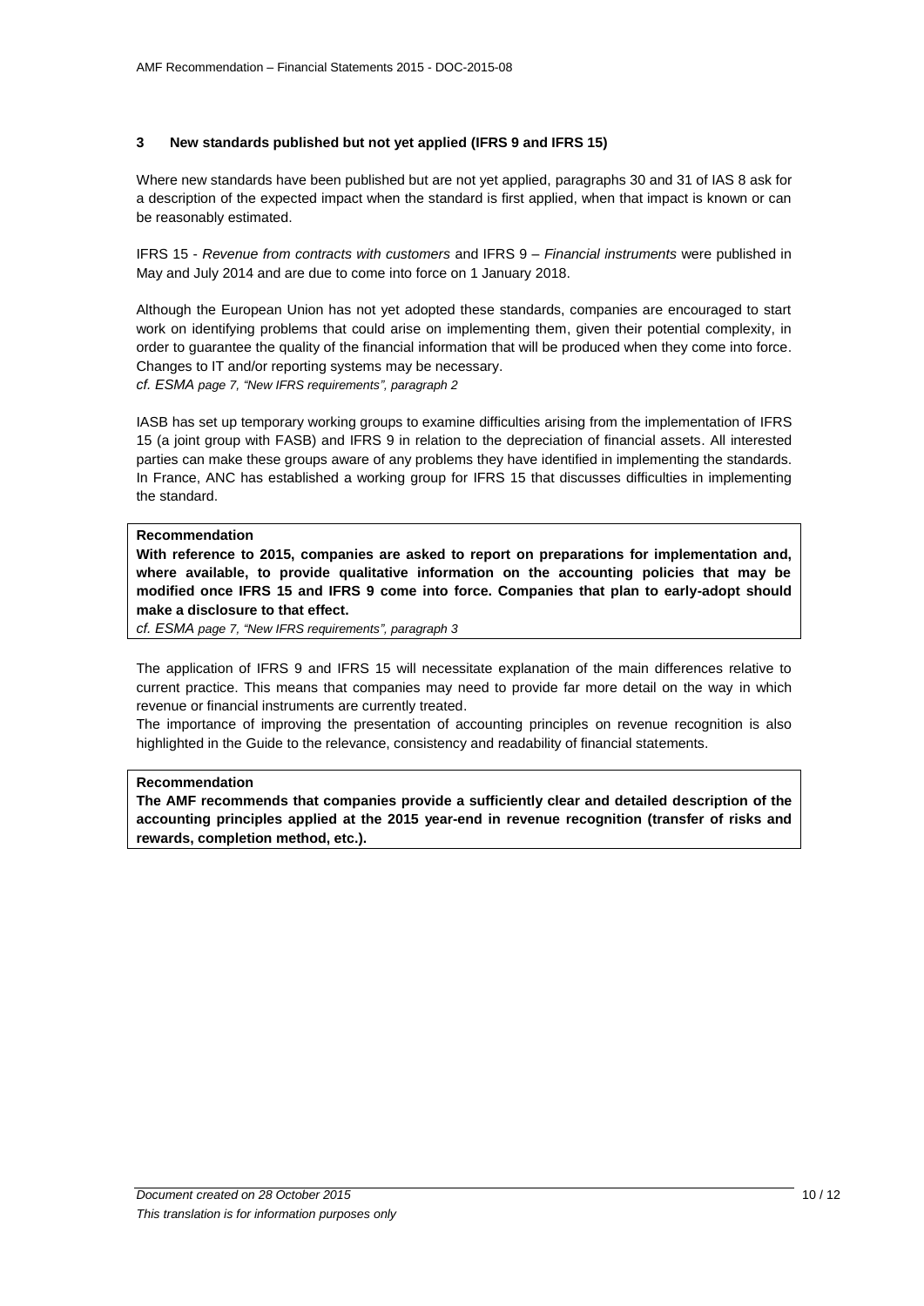## 3 New standards published but not yet applied (IFRS 9 and IFRS 15)

Where new standards have been published but are not yet applied, paragraphs 30 and 31 of IAS 8 ask for a description of the expected impact when the standard is first applied, when that impact is known or can be reasonably estimated.

IFRS 15 - *Revenue from contracts with customers* and IFRS 9 – *Financial instruments* were published in May and July 2014 and are due to come into force on 1 January 2018.

Although the European Union has not yet adopted these standards, companies are encouraged to start work on identifying problems that could arise on implementing them, given their potential complexity, in order to guarantee the quality of the financial information that will be produced when they come into force. Changes to IT and/or reporting systems may be necessary.
*cf. ESMA page 7, "New IFRS requirements", paragraph 2*

IASB has set up temporary working groups to examine difficulties arising from the implementation of IFRS 15 (a joint group with FASB) and IFRS 9 in relation to the depreciation of financial assets. All interested parties can make these groups aware of any problems they have identified in implementing the standards. In France, ANC has established a working group for IFRS 15 that discusses difficulties in implementing the standard.

**Recommendation**
**With reference to 2015, companies are asked to report on preparations for implementation and, where available, to provide qualitative information on the accounting policies that may be modified once IFRS 15 and IFRS 9 come into force. Companies that plan to early-adopt should make a disclosure to that effect.**
*cf. ESMA page 7, "New IFRS requirements", paragraph 3*

The application of IFRS 9 and IFRS 15 will necessitate explanation of the main differences relative to current practice. This means that companies may need to provide far more detail on the way in which revenue or financial instruments are currently treated.
The importance of improving the presentation of accounting principles on revenue recognition is also highlighted in the Guide to the relevance, consistency and readability of financial statements.

**Recommendation**
**The AMF recommends that companies provide a sufficiently clear and detailed description of the accounting principles applied at the 2015 year-end in revenue recognition (transfer of risks and rewards, completion method, etc.).**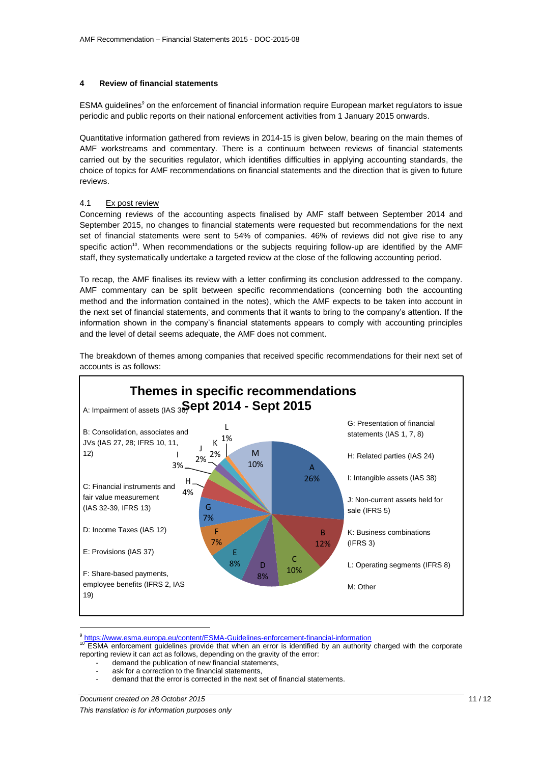## 4 Review of financial statements

ESMA guidelines[9] on the enforcement of financial information require European market regulators to issue periodic and public reports on their national enforcement activities from 1 January 2015 onwards.

Quantitative information gathered from reviews in 2014-15 is given below, bearing on the main themes of AMF workstreams and commentary. There is a continuum between reviews of financial statements carried out by the securities regulator, which identifies difficulties in applying accounting standards, the choice of topics for AMF recommendations on financial statements and the direction that is given to future reviews.

### 4.1 Ex post review

Concerning reviews of the accounting aspects finalised by AMF staff between September 2014 and September 2015, no changes to financial statements were requested but recommendations for the next set of financial statements were sent to 54% of companies. 46% of reviews did not give rise to any specific action[10]. When recommendations or the subjects requiring follow-up are identified by the AMF staff, they systematically undertake a targeted review at the close of the following accounting period.

To recap, the AMF finalises its review with a letter confirming its conclusion addressed to the company. AMF commentary can be split between specific recommendations (concerning both the accounting method and the information contained in the notes), which the AMF expects to be taken into account in the next set of financial statements, and comments that it wants to bring to the company's attention. If the information shown in the company's financial statements appears to comply with accounting principles and the level of detail seems adequate, the AMF does not comment.

The breakdown of themes among companies that received specific recommendations for their next set of accounts is as follows:

**Themes in specific recommendations Sept 2014 - Sept 2015**

| Theme | Share |
|---|---|
| A: Impairment of assets (IAS 36) | 26% |
| B: Consolidation, associates and JVs (IAS 27, 28; IFRS 10, 11, 12) | 12% |
| C: Financial instruments and fair value measurement (IAS 32-39, IFRS 13) | 10% |
| D: Income Taxes (IAS 12) | 8% |
| E: Provisions (IAS 37) | 8% |
| F: Share-based payments, employee benefits (IFRS 2, IAS 19) | 7% |
| G: Presentation of financial statements (IAS 1, 7, 8) | 7% |
| H: Related parties (IAS 24) | 4% |
| I: Intangible assets (IAS 38) | 3% |
| J: Non-current assets held for sale (IFRS 5) | 2% |
| K: Business combinations (IFRS 3) | 2% |
| L: Operating segments (IFRS 8) | 1% |
| M: Other | 10% |

[9] https://www.esma.europa.eu/content/ESMA-Guidelines-enforcement-financial-information

[10] ESMA enforcement guidelines provide that when an error is identified by an authority charged with the corporate reporting review it can act as follows, depending on the gravity of the error:

- demand the publication of new financial statements,
- ask for a correction to the financial statements,
- demand that the error is corrected in the next set of financial statements.

*Document created on 28 October 2015*

*This translation is for information purposes only*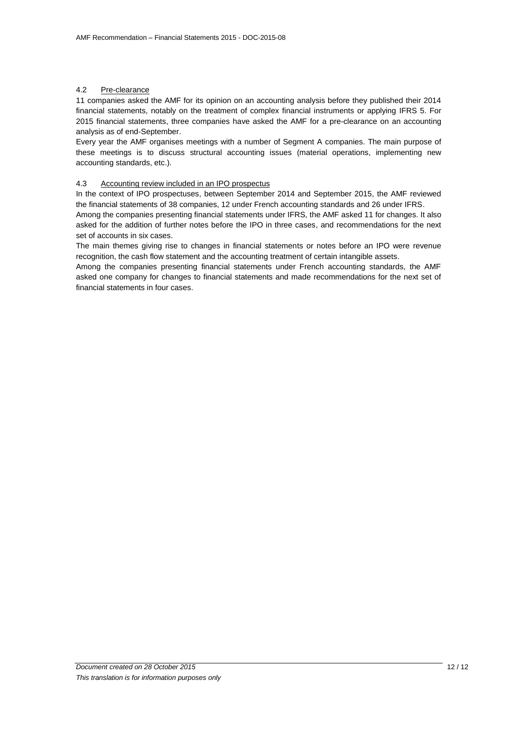### 4.2 Pre-clearance

11 companies asked the AMF for its opinion on an accounting analysis before they published their 2014 financial statements, notably on the treatment of complex financial instruments or applying IFRS 5. For 2015 financial statements, three companies have asked the AMF for a pre-clearance on an accounting analysis as of end-September.

Every year the AMF organises meetings with a number of Segment A companies. The main purpose of these meetings is to discuss structural accounting issues (material operations, implementing new accounting standards, etc.).

### 4.3 Accounting review included in an IPO prospectus

In the context of IPO prospectuses, between September 2014 and September 2015, the AMF reviewed the financial statements of 38 companies, 12 under French accounting standards and 26 under IFRS.

Among the companies presenting financial statements under IFRS, the AMF asked 11 for changes. It also asked for the addition of further notes before the IPO in three cases, and recommendations for the next set of accounts in six cases.

The main themes giving rise to changes in financial statements or notes before an IPO were revenue recognition, the cash flow statement and the accounting treatment of certain intangible assets.

Among the companies presenting financial statements under French accounting standards, the AMF asked one company for changes to financial statements and made recommendations for the next set of financial statements in four cases.